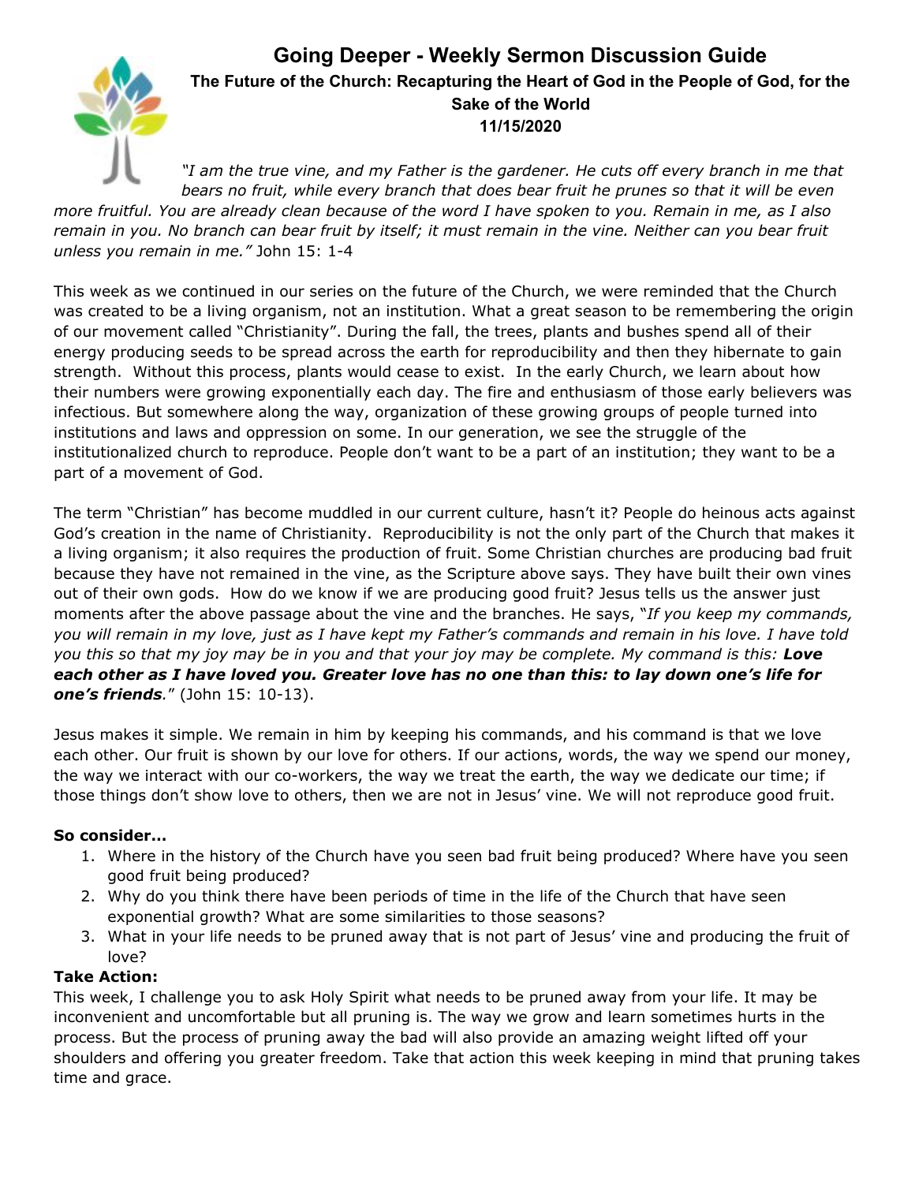# Going Deeper - Weekly Sermon Discussion Guide

### The Future of the Church: Recapturing the Heart of God in the People of God, for the Sake of the World

### 11/15/2020

*"I am the true vine, and my Father is the gardener. He cuts off every branch in me that bears no fruit, while every branch that does bear fruit he prunes so that it will be even more fruitful. You are already clean because of the word I have spoken to you. Remain in me, as I also remain in you. No branch can bear fruit by itself; it must remain in the vine. Neither can you bear fruit unless you remain in me."* John 15: 1-4

This week as we continued in our series on the future of the Church, we were reminded that the Church was created to be a living organism, not an institution. What a great season to be remembering the origin of our movement called "Christianity". During the fall, the trees, plants and bushes spend all of their energy producing seeds to be spread across the earth for reproducibility and then they hibernate to gain strength. Without this process, plants would cease to exist. In the early Church, we learn about how their numbers were growing exponentially each day. The fire and enthusiasm of those early believers was infectious. But somewhere along the way, organization of these growing groups of people turned into institutions and laws and oppression on some. In our generation, we see the struggle of the institutionalized church to reproduce. People don't want to be a part of an institution; they want to be a part of a movement of God.

The term "Christian" has become muddled in our current culture, hasn't it? People do heinous acts against God's creation in the name of Christianity. Reproducibility is not the only part of the Church that makes it a living organism; it also requires the production of fruit. Some Christian churches are producing bad fruit because they have not remained in the vine, as the Scripture above says. They have built their own vines out of their own gods. How do we know if we are producing good fruit? Jesus tells us the answer just moments after the above passage about the vine and the branches. He says, "*If you keep my commands, you will remain in my love, just as I have kept my Father's commands and remain in his love. I have told you this so that my joy may be in you and that your joy may be complete. My command is this:* ***Love each other as I have loved you. Greater love has no one than this: to lay down one's life for one's friends****.*" (John 15: 10-13).

Jesus makes it simple. We remain in him by keeping his commands, and his command is that we love each other. Our fruit is shown by our love for others. If our actions, words, the way we spend our money, the way we interact with our co-workers, the way we treat the earth, the way we dedicate our time; if those things don't show love to others, then we are not in Jesus' vine. We will not reproduce good fruit.

**So consider…**

1. Where in the history of the Church have you seen bad fruit being produced? Where have you seen good fruit being produced?
2. Why do you think there have been periods of time in the life of the Church that have seen exponential growth? What are some similarities to those seasons?
3. What in your life needs to be pruned away that is not part of Jesus' vine and producing the fruit of love?

**Take Action:**

This week, I challenge you to ask Holy Spirit what needs to be pruned away from your life. It may be inconvenient and uncomfortable but all pruning is. The way we grow and learn sometimes hurts in the process. But the process of pruning away the bad will also provide an amazing weight lifted off your shoulders and offering you greater freedom. Take that action this week keeping in mind that pruning takes time and grace.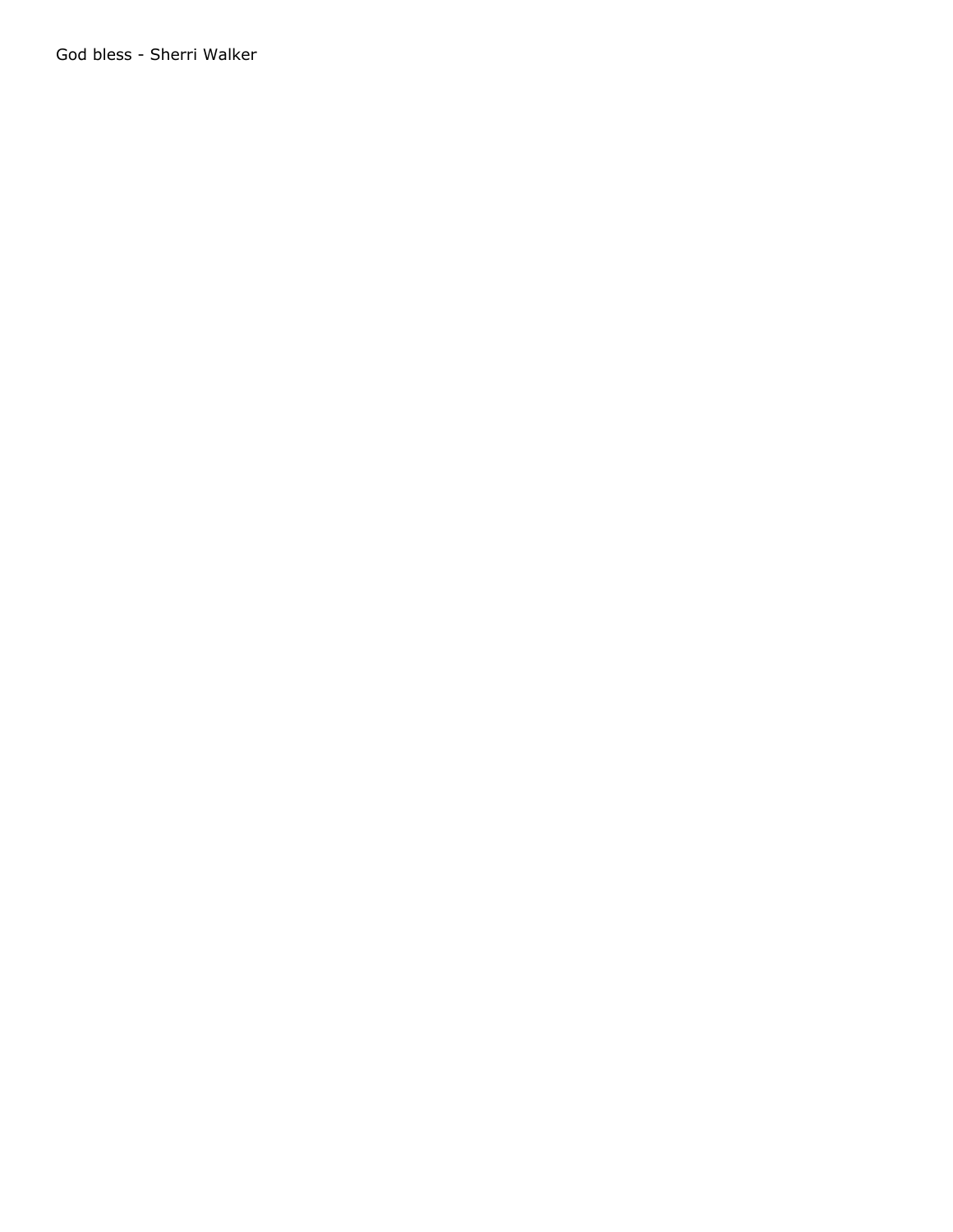God bless - Sherri Walker